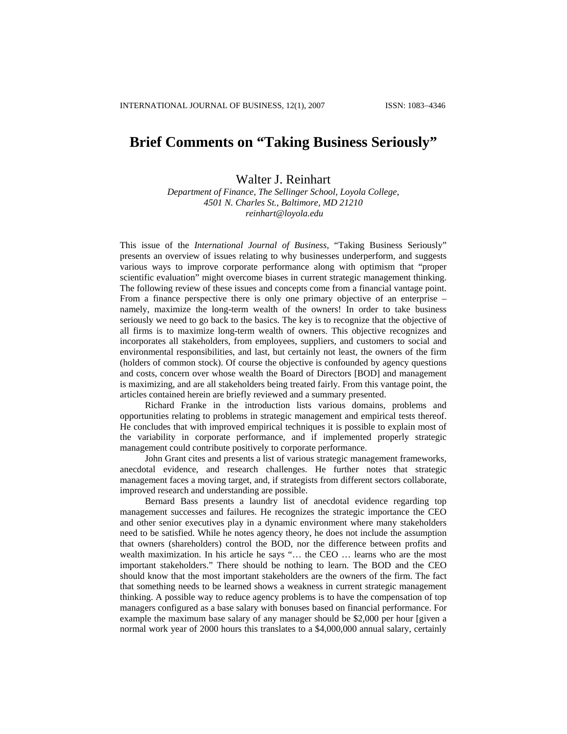# Brief Comments on "Taking Business Seriously"

Walter J. Reinhart

*Department of Finance, The Sellinger School, Loyola College,*
*4501 N. Charles St., Baltimore, MD 21210*
*reinhart@loyola.edu*

This issue of the *International Journal of Business*, "Taking Business Seriously" presents an overview of issues relating to why businesses underperform, and suggests various ways to improve corporate performance along with optimism that "proper scientific evaluation" might overcome biases in current strategic management thinking. The following review of these issues and concepts come from a financial vantage point. From a finance perspective there is only one primary objective of an enterprise – namely, maximize the long-term wealth of the owners! In order to take business seriously we need to go back to the basics. The key is to recognize that the objective of all firms is to maximize long-term wealth of owners. This objective recognizes and incorporates all stakeholders, from employees, suppliers, and customers to social and environmental responsibilities, and last, but certainly not least, the owners of the firm (holders of common stock). Of course the objective is confounded by agency questions and costs, concern over whose wealth the Board of Directors [BOD] and management is maximizing, and are all stakeholders being treated fairly. From this vantage point, the articles contained herein are briefly reviewed and a summary presented.

Richard Franke in the introduction lists various domains, problems and opportunities relating to problems in strategic management and empirical tests thereof. He concludes that with improved empirical techniques it is possible to explain most of the variability in corporate performance, and if implemented properly strategic management could contribute positively to corporate performance.

John Grant cites and presents a list of various strategic management frameworks, anecdotal evidence, and research challenges. He further notes that strategic management faces a moving target, and, if strategists from different sectors collaborate, improved research and understanding are possible.

Bernard Bass presents a laundry list of anecdotal evidence regarding top management successes and failures. He recognizes the strategic importance the CEO and other senior executives play in a dynamic environment where many stakeholders need to be satisfied. While he notes agency theory, he does not include the assumption that owners (shareholders) control the BOD, nor the difference between profits and wealth maximization. In his article he says "… the CEO … learns who are the most important stakeholders." There should be nothing to learn. The BOD and the CEO should know that the most important stakeholders are the owners of the firm. The fact that something needs to be learned shows a weakness in current strategic management thinking. A possible way to reduce agency problems is to have the compensation of top managers configured as a base salary with bonuses based on financial performance. For example the maximum base salary of any manager should be $2,000 per hour [given a normal work year of 2000 hours this translates to a $4,000,000 annual salary, certainly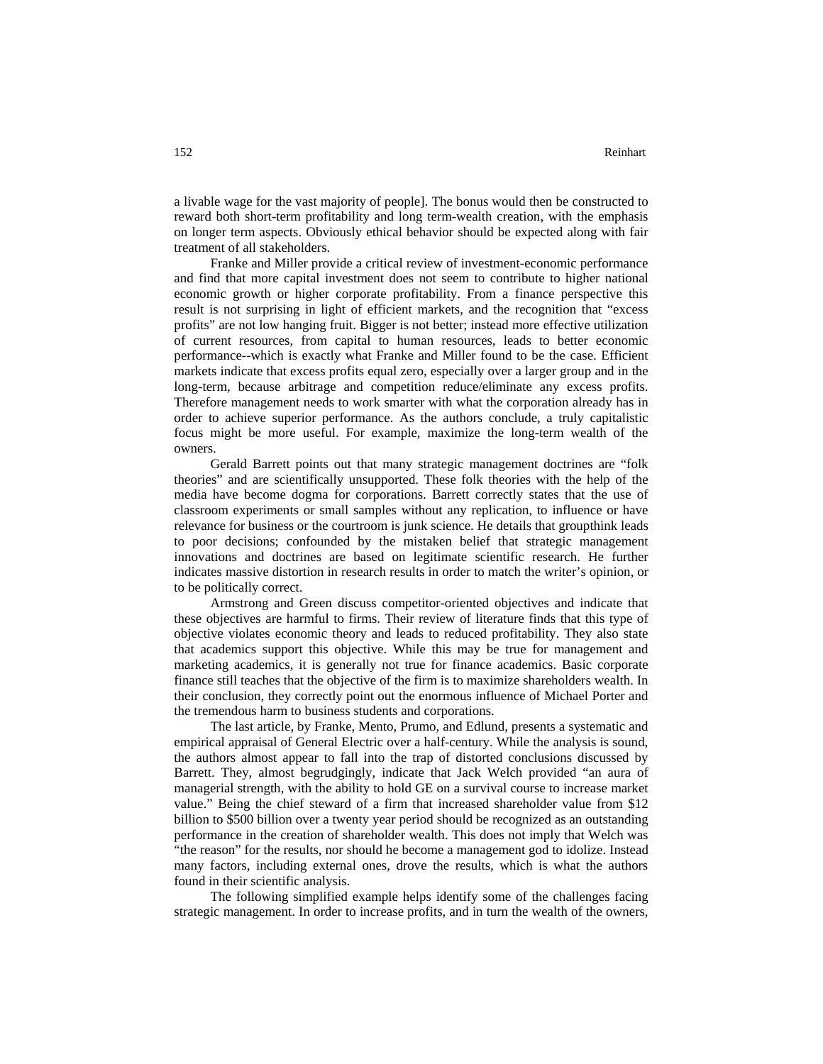a livable wage for the vast majority of people]. The bonus would then be constructed to reward both short-term profitability and long term-wealth creation, with the emphasis on longer term aspects. Obviously ethical behavior should be expected along with fair treatment of all stakeholders.

Franke and Miller provide a critical review of investment-economic performance and find that more capital investment does not seem to contribute to higher national economic growth or higher corporate profitability. From a finance perspective this result is not surprising in light of efficient markets, and the recognition that "excess profits" are not low hanging fruit. Bigger is not better; instead more effective utilization of current resources, from capital to human resources, leads to better economic performance--which is exactly what Franke and Miller found to be the case. Efficient markets indicate that excess profits equal zero, especially over a larger group and in the long-term, because arbitrage and competition reduce/eliminate any excess profits. Therefore management needs to work smarter with what the corporation already has in order to achieve superior performance. As the authors conclude, a truly capitalistic focus might be more useful. For example, maximize the long-term wealth of the owners.

Gerald Barrett points out that many strategic management doctrines are "folk theories" and are scientifically unsupported. These folk theories with the help of the media have become dogma for corporations. Barrett correctly states that the use of classroom experiments or small samples without any replication, to influence or have relevance for business or the courtroom is junk science. He details that groupthink leads to poor decisions; confounded by the mistaken belief that strategic management innovations and doctrines are based on legitimate scientific research. He further indicates massive distortion in research results in order to match the writer's opinion, or to be politically correct.

Armstrong and Green discuss competitor-oriented objectives and indicate that these objectives are harmful to firms. Their review of literature finds that this type of objective violates economic theory and leads to reduced profitability. They also state that academics support this objective. While this may be true for management and marketing academics, it is generally not true for finance academics. Basic corporate finance still teaches that the objective of the firm is to maximize shareholders wealth. In their conclusion, they correctly point out the enormous influence of Michael Porter and the tremendous harm to business students and corporations.

The last article, by Franke, Mento, Prumo, and Edlund, presents a systematic and empirical appraisal of General Electric over a half-century. While the analysis is sound, the authors almost appear to fall into the trap of distorted conclusions discussed by Barrett. They, almost begrudgingly, indicate that Jack Welch provided "an aura of managerial strength, with the ability to hold GE on a survival course to increase market value." Being the chief steward of a firm that increased shareholder value from $12 billion to $500 billion over a twenty year period should be recognized as an outstanding performance in the creation of shareholder wealth. This does not imply that Welch was "the reason" for the results, nor should he become a management god to idolize. Instead many factors, including external ones, drove the results, which is what the authors found in their scientific analysis.

The following simplified example helps identify some of the challenges facing strategic management. In order to increase profits, and in turn the wealth of the owners,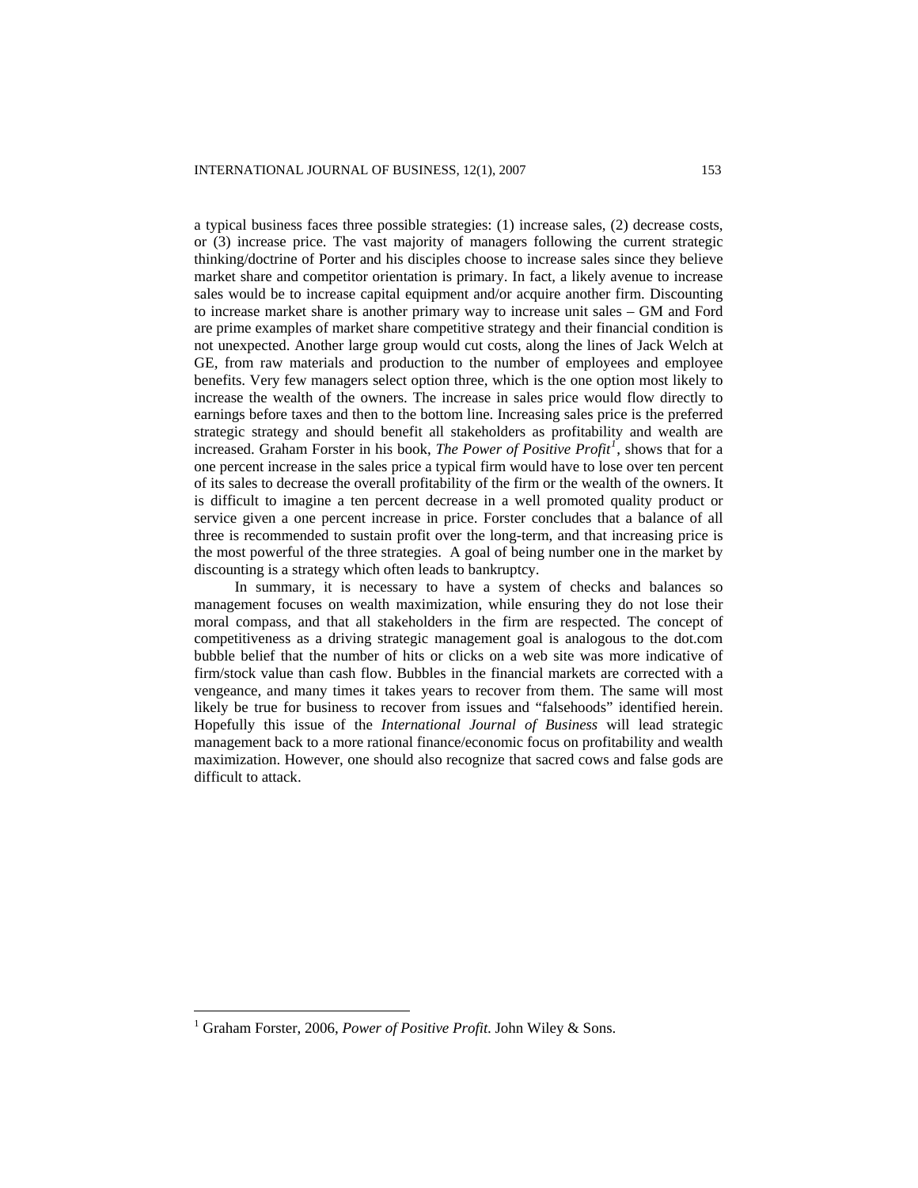a typical business faces three possible strategies: (1) increase sales, (2) decrease costs, or (3) increase price. The vast majority of managers following the current strategic thinking/doctrine of Porter and his disciples choose to increase sales since they believe market share and competitor orientation is primary. In fact, a likely avenue to increase sales would be to increase capital equipment and/or acquire another firm. Discounting to increase market share is another primary way to increase unit sales – GM and Ford are prime examples of market share competitive strategy and their financial condition is not unexpected. Another large group would cut costs, along the lines of Jack Welch at GE, from raw materials and production to the number of employees and employee benefits. Very few managers select option three, which is the one option most likely to increase the wealth of the owners. The increase in sales price would flow directly to earnings before taxes and then to the bottom line. Increasing sales price is the preferred strategic strategy and should benefit all stakeholders as profitability and wealth are increased. Graham Forster in his book, *The Power of Positive Profit*[1], shows that for a one percent increase in the sales price a typical firm would have to lose over ten percent of its sales to decrease the overall profitability of the firm or the wealth of the owners. It is difficult to imagine a ten percent decrease in a well promoted quality product or service given a one percent increase in price. Forster concludes that a balance of all three is recommended to sustain profit over the long-term, and that increasing price is the most powerful of the three strategies. A goal of being number one in the market by discounting is a strategy which often leads to bankruptcy.

In summary, it is necessary to have a system of checks and balances so management focuses on wealth maximization, while ensuring they do not lose their moral compass, and that all stakeholders in the firm are respected. The concept of competitiveness as a driving strategic management goal is analogous to the dot.com bubble belief that the number of hits or clicks on a web site was more indicative of firm/stock value than cash flow. Bubbles in the financial markets are corrected with a vengeance, and many times it takes years to recover from them. The same will most likely be true for business to recover from issues and "falsehoods" identified herein. Hopefully this issue of the *International Journal of Business* will lead strategic management back to a more rational finance/economic focus on profitability and wealth maximization. However, one should also recognize that sacred cows and false gods are difficult to attack.

---

[1] Graham Forster, 2006, *Power of Positive Profit*. John Wiley & Sons.